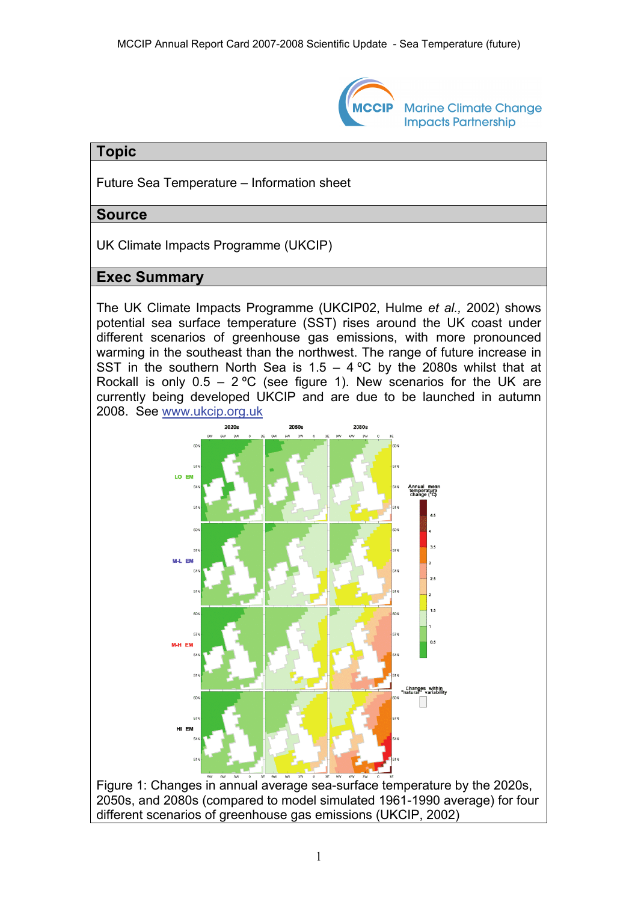## Topic

Future Sea Temperature – Information sheet

## Source

UK Climate Impacts Programme (UKCIP)

## Exec Summary

The UK Climate Impacts Programme (UKCIP02, Hulme *et al.,* 2002) shows potential sea surface temperature (SST) rises around the UK coast under different scenarios of greenhouse gas emissions, with more pronounced warming in the southeast than the northwest. The range of future increase in SST in the southern North Sea is 1.5 – 4 ºC by the 2080s whilst that at Rockall is only 0.5 – 2 ºC (see figure 1). New scenarios for the UK are currently being developed UKCIP and are due to be launched in autumn 2008. See www.ukcip.org.uk

Figure 1: Changes in annual average sea-surface temperature by the 2020s, 2050s, and 2080s (compared to model simulated 1961-1990 average) for four different scenarios of greenhouse gas emissions (UKCIP, 2002)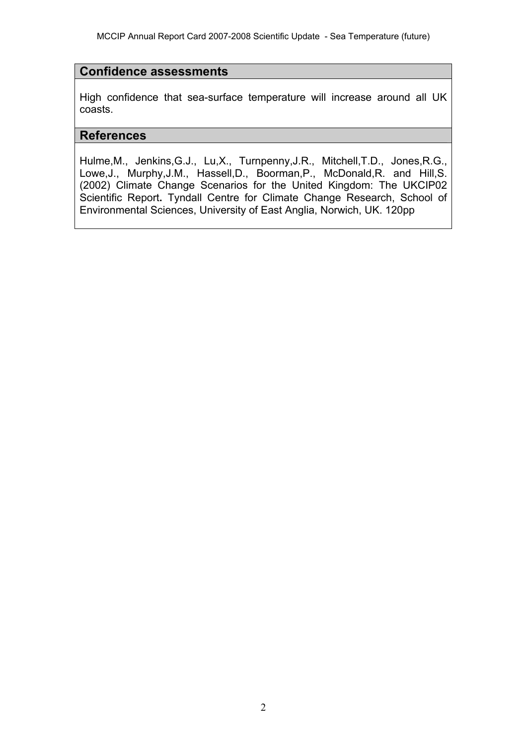## Confidence assessments

High confidence that sea-surface temperature will increase around all UK coasts.

## References

Hulme,M., Jenkins,G.J., Lu,X., Turnpenny,J.R., Mitchell,T.D., Jones,R.G., Lowe,J., Murphy,J.M., Hassell,D., Boorman,P., McDonald,R. and Hill,S. (2002) Climate Change Scenarios for the United Kingdom: The UKCIP02 Scientific Report**.** Tyndall Centre for Climate Change Research, School of Environmental Sciences, University of East Anglia, Norwich, UK. 120pp